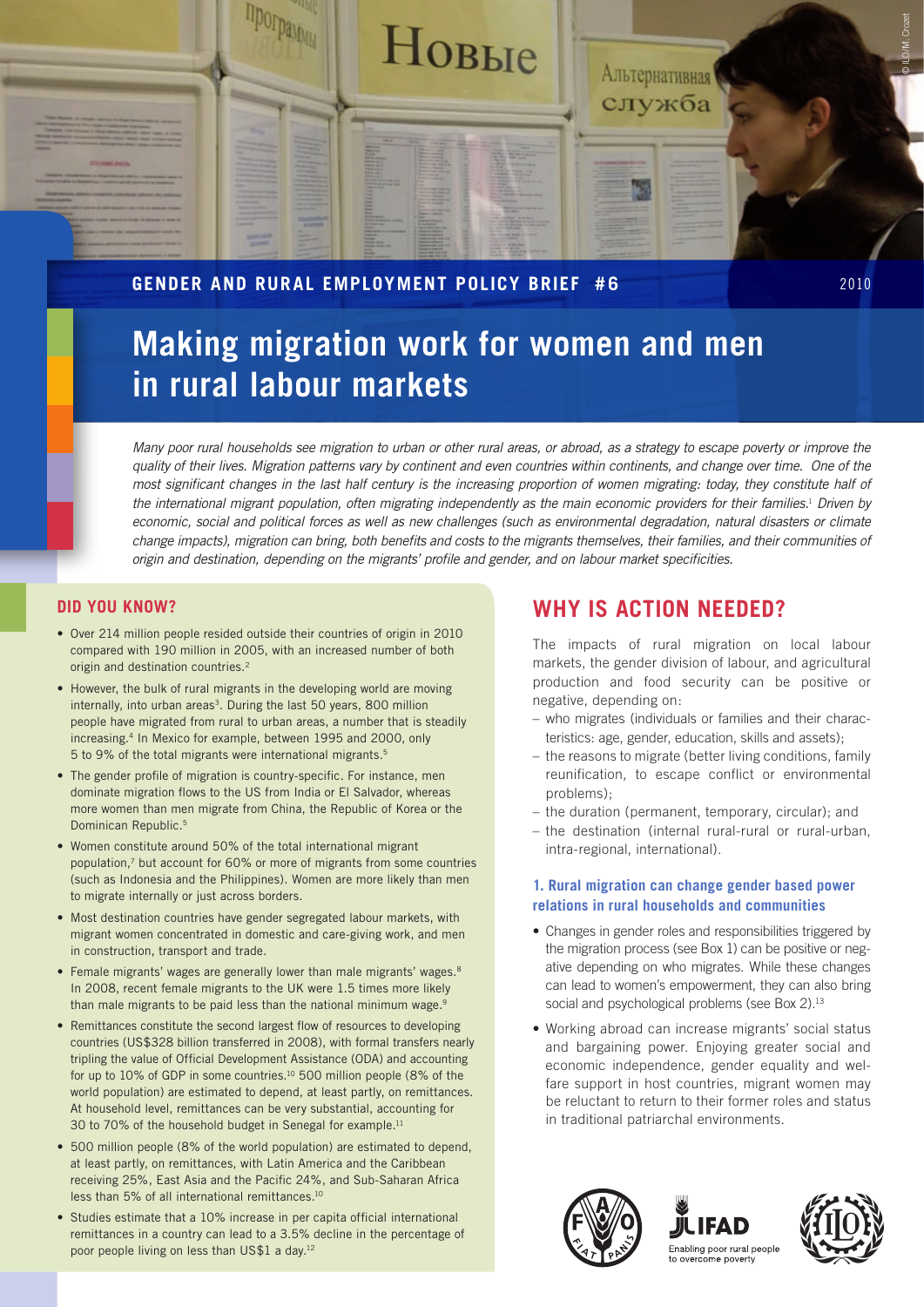GENDER AND RURAL EMPLOYMENT POLICY BRIEF #6

2010

# Making migration work for women and men in rural labour markets

*Many poor rural households see migration to urban or other rural areas, or abroad, as a strategy to escape poverty or improve the quality of their lives. Migration patterns vary by continent and even countries within continents, and change over time. One of the most significant changes in the last half century is the increasing proportion of women migrating: today, they constitute half of the international migrant population, often migrating independently as the main economic providers for their families.[1] Driven by economic, social and political forces as well as new challenges (such as environmental degradation, natural disasters or climate change impacts), migration can bring, both benefits and costs to the migrants themselves, their families, and their communities of origin and destination, depending on the migrants' profile and gender, and on labour market specificities.*

## DID YOU KNOW?

- Over 214 million people resided outside their countries of origin in 2010 compared with 190 million in 2005, with an increased number of both origin and destination countries.[2]
- However, the bulk of rural migrants in the developing world are moving internally, into urban areas[3]. During the last 50 years, 800 million people have migrated from rural to urban areas, a number that is steadily increasing.[4] In Mexico for example, between 1995 and 2000, only 5 to 9% of the total migrants were international migrants.[5]
- The gender profile of migration is country-specific. For instance, men dominate migration flows to the US from India or El Salvador, whereas more women than men migrate from China, the Republic of Korea or the Dominican Republic.[5]
- Women constitute around 50% of the total international migrant population,[7] but account for 60% or more of migrants from some countries (such as Indonesia and the Philippines). Women are more likely than men to migrate internally or just across borders.
- Most destination countries have gender segregated labour markets, with migrant women concentrated in domestic and care-giving work, and men in construction, transport and trade.
- Female migrants' wages are generally lower than male migrants' wages.[8] In 2008, recent female migrants to the UK were 1.5 times more likely than male migrants to be paid less than the national minimum wage.[9]
- Remittances constitute the second largest flow of resources to developing countries (US$328 billion transferred in 2008), with formal transfers nearly tripling the value of Official Development Assistance (ODA) and accounting for up to 10% of GDP in some countries.[10] 500 million people (8% of the world population) are estimated to depend, at least partly, on remittances. At household level, remittances can be very substantial, accounting for 30 to 70% of the household budget in Senegal for example.[11]
- 500 million people (8% of the world population) are estimated to depend, at least partly, on remittances, with Latin America and the Caribbean receiving 25%, East Asia and the Pacific 24%, and Sub-Saharan Africa less than 5% of all international remittances.[10]
- Studies estimate that a 10% increase in per capita official international remittances in a country can lead to a 3.5% decline in the percentage of poor people living on less than US$1 a day.[12]

## WHY IS ACTION NEEDED?

The impacts of rural migration on local labour markets, the gender division of labour, and agricultural production and food security can be positive or negative, depending on:

- who migrates (individuals or families and their characteristics: age, gender, education, skills and assets);
- the reasons to migrate (better living conditions, family reunification, to escape conflict or environmental problems);
- the duration (permanent, temporary, circular); and
- the destination (internal rural-rural or rural-urban, intra-regional, international).

### 1. Rural migration can change gender based power relations in rural households and communities

- Changes in gender roles and responsibilities triggered by the migration process (see Box 1) can be positive or negative depending on who migrates. While these changes can lead to women's empowerment, they can also bring social and psychological problems (see Box 2).[13]
- Working abroad can increase migrants' social status and bargaining power. Enjoying greater social and economic independence, gender equality and welfare support in host countries, migrant women may be reluctant to return to their former roles and status in traditional patriarchal environments.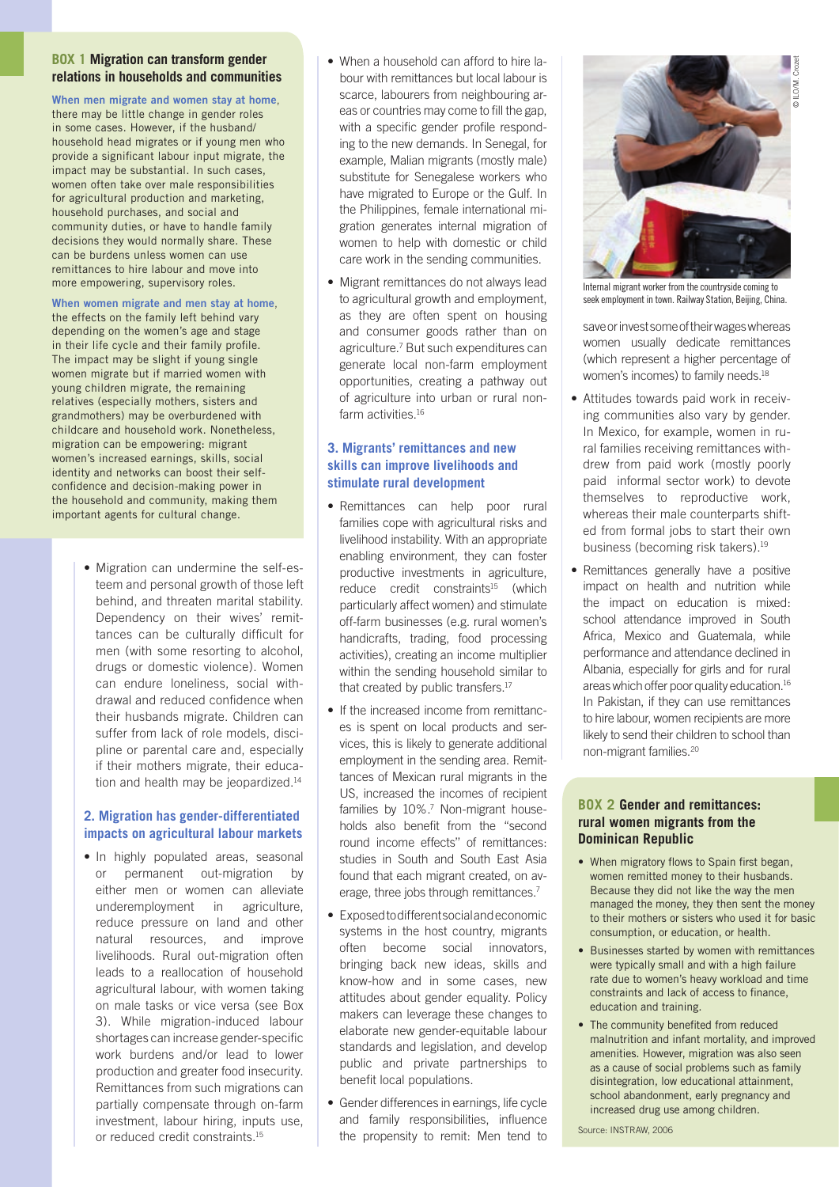### BOX 1 Migration can transform gender relations in households and communities

**When men migrate and women stay at home**, there may be little change in gender roles in some cases. However, if the husband/household head migrates or if young men who provide a significant labour input migrate, the impact may be substantial. In such cases, women often take over male responsibilities for agricultural production and marketing, household purchases, and social and community duties, or have to handle family decisions they would normally share. These can be burdens unless women can use remittances to hire labour and move into more empowering, supervisory roles.

**When women migrate and men stay at home**, the effects on the family left behind vary depending on the women's age and stage in their life cycle and their family profile. The impact may be slight if young single women migrate but if married women with young children migrate, the remaining relatives (especially mothers, sisters and grandmothers) may be overburdened with childcare and household work. Nonetheless, migration can be empowering: migrant women's increased earnings, skills, social identity and networks can boost their self-confidence and decision-making power in the household and community, making them important agents for cultural change.

- Migration can undermine the self-esteem and personal growth of those left behind, and threaten marital stability. Dependency on their wives' remittances can be culturally difficult for men (with some resorting to alcohol, drugs or domestic violence). Women can endure loneliness, social withdrawal and reduced confidence when their husbands migrate. Children can suffer from lack of role models, discipline or parental care and, especially if their mothers migrate, their education and health may be jeopardized.[14]

## 2. Migration has gender-differentiated impacts on agricultural labour markets

- In highly populated areas, seasonal or permanent out-migration by either men or women can alleviate underemployment in agriculture, reduce pressure on land and other natural resources, and improve livelihoods. Rural out-migration often leads to a reallocation of household agricultural labour, with women taking on male tasks or vice versa (see Box 3). While migration-induced labour shortages can increase gender-specific work burdens and/or lead to lower production and greater food insecurity. Remittances from such migrations can partially compensate through on-farm investment, labour hiring, inputs use, or reduced credit constraints.[15]
- When a household can afford to hire labour with remittances but local labour is scarce, labourers from neighbouring areas or countries may come to fill the gap, with a specific gender profile responding to the new demands. In Senegal, for example, Malian migrants (mostly male) substitute for Senegalese workers who have migrated to Europe or the Gulf. In the Philippines, female international migration generates internal migration of women to help with domestic or child care work in the sending communities.
- Migrant remittances do not always lead to agricultural growth and employment, as they are often spent on housing and consumer goods rather than on agriculture.[7] But such expenditures can generate local non-farm employment opportunities, creating a pathway out of agriculture into urban or rural non-farm activities.[16]

## 3. Migrants' remittances and new skills can improve livelihoods and stimulate rural development

- Remittances can help poor rural families cope with agricultural risks and livelihood instability. With an appropriate enabling environment, they can foster productive investments in agriculture, reduce credit constraints[15] (which particularly affect women) and stimulate off-farm businesses (e.g. rural women's handicrafts, trading, food processing activities), creating an income multiplier within the sending household similar to that created by public transfers.[17]
- If the increased income from remittances is spent on local products and services, this is likely to generate additional employment in the sending area. Remittances of Mexican rural migrants in the US, increased the incomes of recipient families by 10%.[7] Non-migrant households also benefit from the "second round income effects" of remittances: studies in South and South East Asia found that each migrant created, on average, three jobs through remittances.[7]
- Exposed to different social and economic systems in the host country, migrants often become social innovators, bringing back new ideas, skills and know-how and in some cases, new attitudes about gender equality. Policy makers can leverage these changes to elaborate new gender-equitable labour standards and legislation, and develop public and private partnerships to benefit local populations.
- Gender differences in earnings, life cycle and family responsibilities, influence the propensity to remit: Men tend to save or invest some of their wages whereas women usually dedicate remittances (which represent a higher percentage of women's incomes) to family needs.[18]

© ILO/M. Crozet

Internal migrant worker from the countryside coming to seek employment in town. Railway Station, Beijing, China.

- Attitudes towards paid work in receiving communities also vary by gender. In Mexico, for example, women in rural families receiving remittances withdrew from paid work (mostly poorly paid informal sector work) to devote themselves to reproductive work, whereas their male counterparts shifted from formal jobs to start their own business (becoming risk takers).[19]
- Remittances generally have a positive impact on health and nutrition while the impact on education is mixed: school attendance improved in South Africa, Mexico and Guatemala, while performance and attendance declined in Albania, especially for girls and for rural areas which offer poor quality education.[16] In Pakistan, if they can use remittances to hire labour, women recipients are more likely to send their children to school than non-migrant families.[20]

### BOX 2 Gender and remittances: rural women migrants from the Dominican Republic

- When migratory flows to Spain first began, women remitted money to their husbands. Because they did not like the way the men managed the money, they then sent the money to their mothers or sisters who used it for basic consumption, or education, or health.
- Businesses started by women with remittances were typically small and with a high failure rate due to women's heavy workload and time constraints and lack of access to finance, education and training.
- The community benefited from reduced malnutrition and infant mortality, and improved amenities. However, migration was also seen as a cause of social problems such as family disintegration, low educational attainment, school abandonment, early pregnancy and increased drug use among children.

Source: INSTRAW, 2006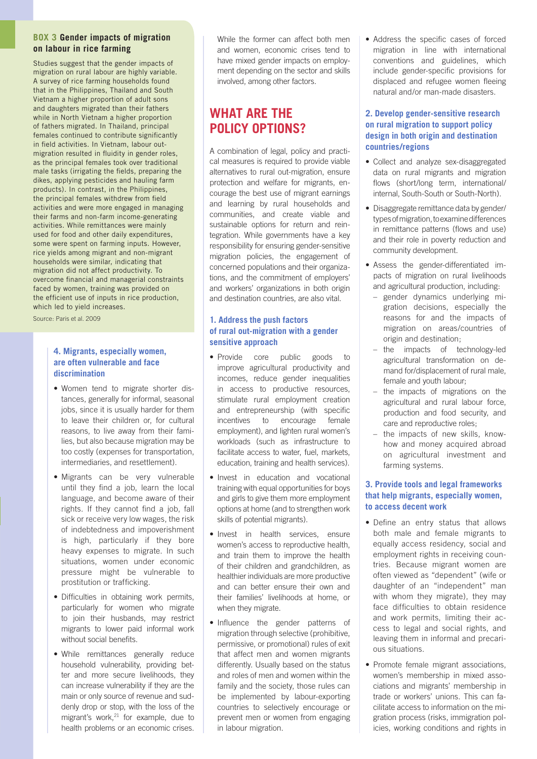## BOX 3 Gender impacts of migration on labour in rice farming

Studies suggest that the gender impacts of migration on rural labour are highly variable. A survey of rice farming households found that in the Philippines, Thailand and South Vietnam a higher proportion of adult sons and daughters migrated than their fathers while in North Vietnam a higher proportion of fathers migrated. In Thailand, principal females continued to contribute significantly in field activities. In Vietnam, labour out-migration resulted in fluidity in gender roles, as the principal females took over traditional male tasks (irrigating the fields, preparing the dikes, applying pesticides and hauling farm products). In contrast, in the Philippines, the principal females withdrew from field activities and were more engaged in managing their farms and non-farm income-generating activities. While remittances were mainly used for food and other daily expenditures, some were spent on farming inputs. However, rice yields among migrant and non-migrant households were similar, indicating that migration did not affect productivity. To overcome financial and managerial constraints faced by women, training was provided on the efficient use of inputs in rice production, which led to yield increases.

Source: Paris et al. 2009

### 4. Migrants, especially women, are often vulnerable and face discrimination

- Women tend to migrate shorter distances, generally for informal, seasonal jobs, since it is usually harder for them to leave their children or, for cultural reasons, to live away from their families, but also because migration may be too costly (expenses for transportation, intermediaries, and resettlement).
- Migrants can be very vulnerable until they find a job, learn the local language, and become aware of their rights. If they cannot find a job, fall sick or receive very low wages, the risk of indebtedness and impoverishment is high, particularly if they bore heavy expenses to migrate. In such situations, women under economic pressure might be vulnerable to prostitution or trafficking.
- Difficulties in obtaining work permits, particularly for women who migrate to join their husbands, may restrict migrants to lower paid informal work without social benefits.
- While remittances generally reduce household vulnerability, providing better and more secure livelihoods, they can increase vulnerability if they are the main or only source of revenue and suddenly drop or stop, with the loss of the migrant's work,[21] for example, due to health problems or an economic crises. While the former can affect both men and women, economic crises tend to have mixed gender impacts on employment depending on the sector and skills involved, among other factors.

## WHAT ARE THE POLICY OPTIONS?

A combination of legal, policy and practical measures is required to provide viable alternatives to rural out-migration, ensure protection and welfare for migrants, encourage the best use of migrant earnings and learning by rural households and communities, and create viable and sustainable options for return and reintegration. While governments have a key responsibility for ensuring gender-sensitive migration policies, the engagement of concerned populations and their organizations, and the commitment of employers' and workers' organizations in both origin and destination countries, are also vital.

### 1. Address the push factors of rural out-migration with a gender sensitive approach

- Provide core public goods to improve agricultural productivity and incomes, reduce gender inequalities in access to productive resources, stimulate rural employment creation and entrepreneurship (with specific incentives to encourage female employment), and lighten rural women's workloads (such as infrastructure to facilitate access to water, fuel, markets, education, training and health services).
- Invest in education and vocational training with equal opportunities for boys and girls to give them more employment options at home (and to strengthen work skills of potential migrants).
- Invest in health services, ensure women's access to reproductive health, and train them to improve the health of their children and grandchildren, as healthier individuals are more productive and can better ensure their own and their families' livelihoods at home, or when they migrate.
- Influence the gender patterns of migration through selective (prohibitive, permissive, or promotional) rules of exit that affect men and women migrants differently. Usually based on the status and roles of men and women within the family and the society, those rules can be implemented by labour-exporting countries to selectively encourage or prevent men or women from engaging in labour migration.
- Address the specific cases of forced migration in line with international conventions and guidelines, which include gender-specific provisions for displaced and refugee women fleeing natural and/or man-made disasters.

### 2. Develop gender-sensitive research on rural migration to support policy design in both origin and destination countries/regions

- Collect and analyze sex-disaggregated data on rural migrants and migration flows (short/long term, international/internal, South-South or South-North).
- Disaggregate remittance data by gender/types of migration, to examine differences in remittance patterns (flows and use) and their role in poverty reduction and community development.
- Assess the gender-differentiated impacts of migration on rural livelihoods and agricultural production, including:
  - gender dynamics underlying migration decisions, especially the reasons for and the impacts of migration on areas/countries of origin and destination;
  - the impacts of technology-led agricultural transformation on demand for/displacement of rural male, female and youth labour;
  - the impacts of migrations on the agricultural and rural labour force, production and food security, and care and reproductive roles;
  - the impacts of new skills, know-how and money acquired abroad on agricultural investment and farming systems.

### 3. Provide tools and legal frameworks that help migrants, especially women, to access decent work

- Define an entry status that allows both male and female migrants to equally access residency, social and employment rights in receiving countries. Because migrant women are often viewed as "dependent" (wife or daughter of an "independent" man with whom they migrate), they may face difficulties to obtain residence and work permits, limiting their access to legal and social rights, and leaving them in informal and precarious situations.
- Promote female migrant associations, women's membership in mixed associations and migrants' membership in trade or workers' unions. This can facilitate access to information on the migration process (risks, immigration policies, working conditions and rights in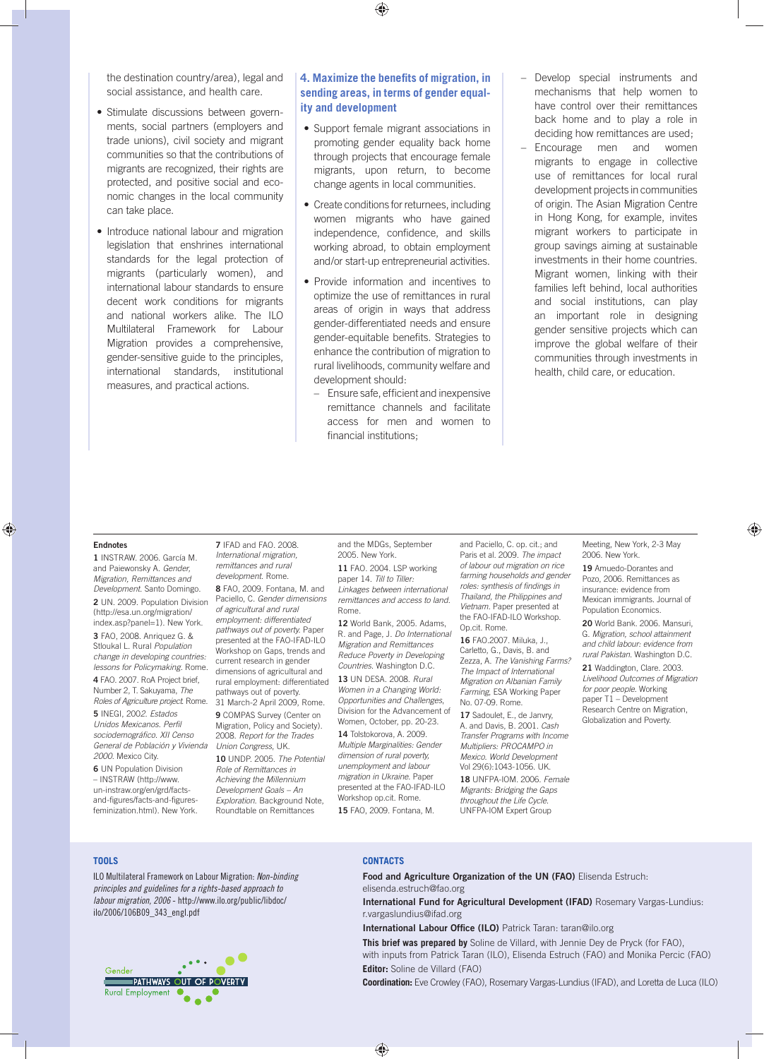the destination country/area), legal and social assistance, and health care.

- Stimulate discussions between governments, social partners (employers and trade unions), civil society and migrant communities so that the contributions of migrants are recognized, their rights are protected, and positive social and economic changes in the local community can take place.
- Introduce national labour and migration legislation that enshrines international standards for the legal protection of migrants (particularly women), and international labour standards to ensure decent work conditions for migrants and national workers alike. The ILO Multilateral Framework for Labour Migration provides a comprehensive, gender-sensitive guide to the principles, international standards, institutional measures, and practical actions.

### 4. Maximize the benefits of migration, in sending areas, in terms of gender equality and development

- Support female migrant associations in promoting gender equality back home through projects that encourage female migrants, upon return, to become change agents in local communities.
- Create conditions for returnees, including women migrants who have gained independence, confidence, and skills working abroad, to obtain employment and/or start-up entrepreneurial activities.
- Provide information and incentives to optimize the use of remittances in rural areas of origin in ways that address gender-differentiated needs and ensure gender-equitable benefits. Strategies to enhance the contribution of migration to rural livelihoods, community welfare and development should:
  - Ensure safe, efficient and inexpensive remittance channels and facilitate access for men and women to financial institutions;
  - Develop special instruments and mechanisms that help women to have control over their remittances back home and to play a role in deciding how remittances are used;
  - Encourage men and women migrants to engage in collective use of remittances for local rural development projects in communities of origin. The Asian Migration Centre in Hong Kong, for example, invites migrant workers to participate in group savings aiming at sustainable investments in their home countries. Migrant women, linking with their families left behind, local authorities and social institutions, can play an important role in designing gender sensitive projects which can improve the global welfare of their communities through investments in health, child care, or education.

#### Endnotes

**1** INSTRAW. 2006. García M. and Paiewonsky A. *Gender, Migration, Remittances and Development.* Santo Domingo.
**2** UN. 2009. Population Division (http://esa.un.org/migration/index.asp?panel=1). New York.
**3** FAO, 2008. Anriquez G. & Stloukal L. Rural *Population change in developing countries: lessons for Policymaking.* Rome.
**4** FAO. 2007. RoA Project brief, Number 2, T. Sakuyama, *The Roles of Agriculture project.* Rome.
**5** INEGI, 2002. *Estados Unidos Mexicanos. Perfil sociodemográfico. XII Censo General de Población y Vivienda 2000.* Mexico City.
**6** UN Population Division – INSTRAW (http://www.un-instraw.org/en/grd/facts-and-figures/facts-and-figures-feminization.html). New York.
**7** IFAD and FAO. 2008. *International migration, remittances and rural development.* Rome.
**8** FAO, 2009. Fontana, M. and Paciello, C. *Gender dimensions of agricultural and rural employment: differentiated pathways out of poverty.* Paper presented at the FAO-IFAD-ILO Workshop on Gaps, trends and current research in gender dimensions of agricultural and rural employment: differentiated pathways out of poverty. 31 March-2 April 2009, Rome.
**9** COMPAS Survey (Center on Migration, Policy and Society). 2008. *Report for the Trades Union Congress*, UK.
**10** UNDP. 2005. *The Potential Role of Remittances in Achieving the Millennium Development Goals – An Exploration.* Background Note, Roundtable on Remittances and the MDGs, September 2005. New York.
**11** FAO. 2004. LSP working paper 14. *Till to Tiller: Linkages between international remittances and access to land.* Rome.
**12** World Bank, 2005. Adams, R. and Page, J. *Do International Migration and Remittances Reduce Poverty in Developing Countries.* Washington D.C.
**13** UN DESA. 2008. *Rural Women in a Changing World: Opportunities and Challenges,* Division for the Advancement of Women, October, pp. 20-23.
**14** Tolstokorova, A. 2009. *Multiple Marginalities: Gender dimension of rural poverty, unemployment and labour migration in Ukraine.* Paper presented at the FAO-IFAD-ILO Workshop op.cit. Rome.
**15** FAO, 2009. Fontana, M. and Paciello, C. op. cit.; and Paris et al. 2009. *The impact of labour out migration on rice farming households and gender roles: synthesis of findings in Thailand, the Philippines and Vietnam.* Paper presented at the FAO-IFAD-ILO Workshop. Op.cit. Rome.
**16** FAO.2007. Miluka, J., Carletto, G., Davis, B. and Zezza, A. *The Vanishing Farms? The Impact of International Migration on Albanian Family Farming,* ESA Working Paper No. 07-09. Rome.
**17** Sadoulet, E., de Janvry, A. and Davis, B. 2001. *Cash Transfer Programs with Income Multipliers: PROCAMPO in Mexico. World Development* Vol 29(6):1043-1056. UK.
**18** UNFPA-IOM. 2006. *Female Migrants: Bridging the Gaps throughout the Life Cycle.* UNFPA-IOM Expert Group Meeting, New York, 2-3 May 2006. New York.
**19** Amuedo-Dorantes and Pozo, 2006. Remittances as insurance: evidence from Mexican immigrants. Journal of Population Economics.
**20** World Bank. 2006. Mansuri, G. *Migration, school attainment and child labour: evidence from rural Pakistan.* Washington D.C.
**21** Waddington, Clare. 2003. *Livelihood Outcomes of Migration for poor people.* Working paper T1 – Development Research Centre on Migration, Globalization and Poverty.

#### TOOLS

ILO Multilateral Framework on Labour Migration: *Non-binding principles and guidelines for a rights-based approach to labour migration, 2006* - http://www.ilo.org/public/libdoc/ilo/2006/106B09_343_engl.pdf

Gender PATHWAYS OUT OF POVERTY Rural Employment

#### CONTACTS

**Food and Agriculture Organization of the UN (FAO)** Elisenda Estruch: elisenda.estruch@fao.org
**International Fund for Agricultural Development (IFAD)** Rosemary Vargas-Lundius: r.vargaslundius@ifad.org
**International Labour Office (ILO)** Patrick Taran: taran@ilo.org
**This brief was prepared by** Soline de Villard, with Jennie Dey de Pryck (for FAO), with inputs from Patrick Taran (ILO), Elisenda Estruch (FAO) and Monika Percic (FAO)
**Editor:** Soline de Villard (FAO)
**Coordination:** Eve Crowley (FAO), Rosemary Vargas-Lundius (IFAD), and Loretta de Luca (ILO)